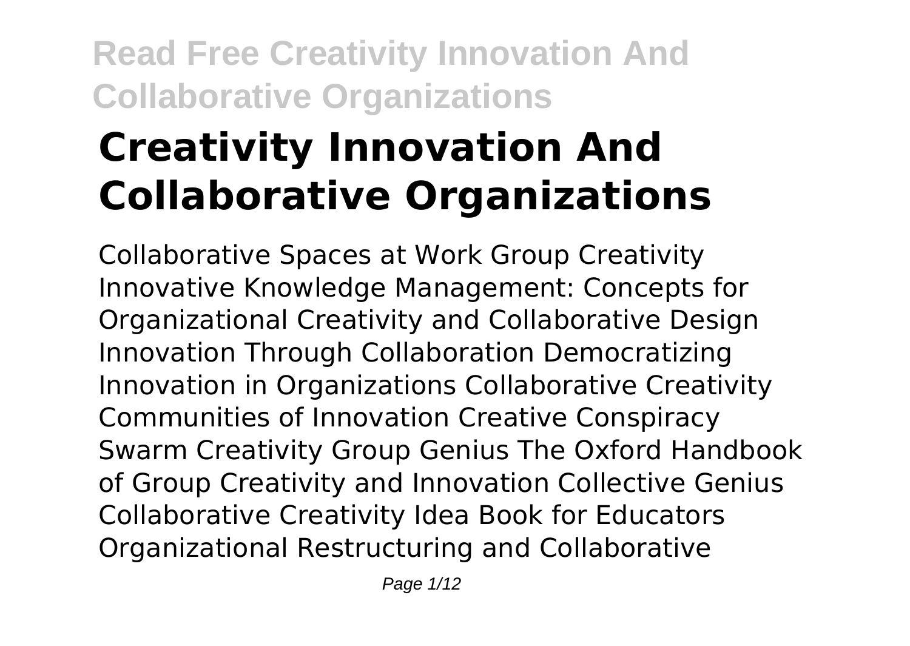# Creativity Innovation And Collaborative Organizations

Collaborative Spaces at Work Group Creativity Innovative Knowledge Management: Concepts for Organizational Creativity and Collaborative Design Innovation Through Collaboration Democratizing Innovation in Organizations Collaborative Creativity Communities of Innovation Creative Conspiracy Swarm Creativity Group Genius The Oxford Handbook of Group Creativity and Innovation Collective Genius Collaborative Creativity Idea Book for Educators Organizational Restructuring and Collaborative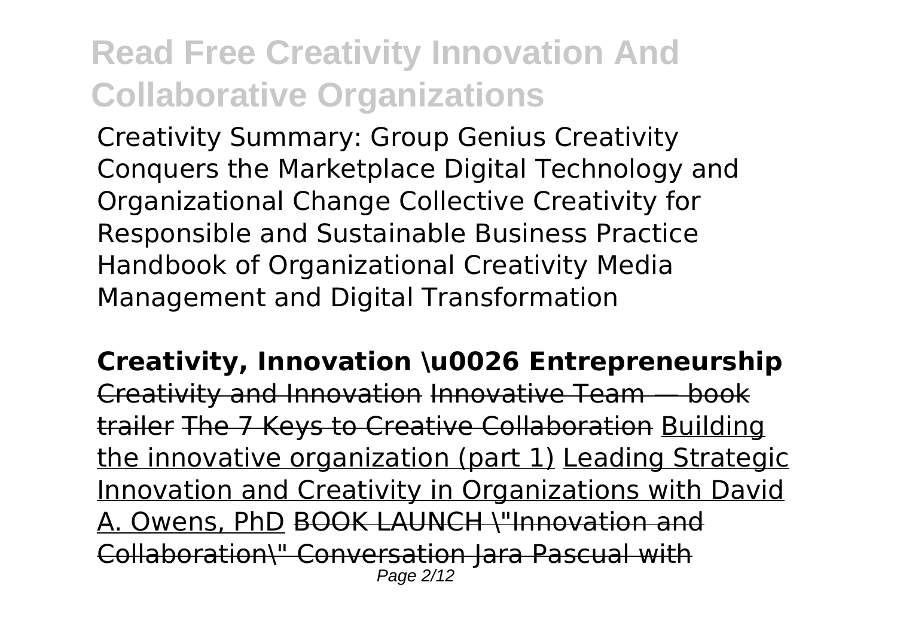Creativity Summary: Group Genius Creativity Conquers the Marketplace Digital Technology and Organizational Change Collective Creativity for Responsible and Sustainable Business Practice Handbook of Organizational Creativity Media Management and Digital Transformation

**Creativity, Innovation \u0026 Entrepreneurship**

~~Creativity and Innovation~~ ~~Innovative Team — book trailer~~ ~~The 7 Keys to Creative Collaboration~~ Building the innovative organization (part 1) Leading Strategic Innovation and Creativity in Organizations with David A. Owens, PhD ~~BOOK LAUNCH \"Innovation and Collaboration\" Conversation Jara Pascual with~~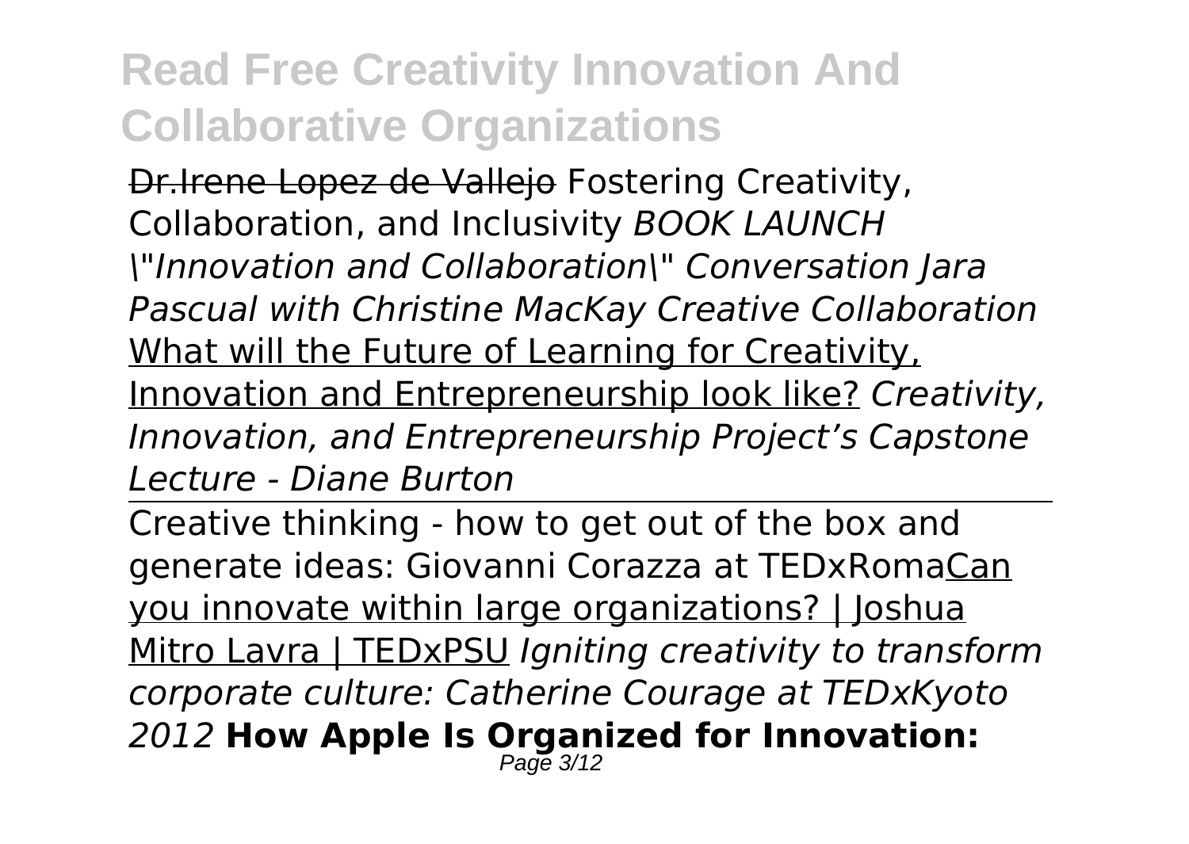~~Dr.Irene Lopez de Vallejo~~ Fostering Creativity, Collaboration, and Inclusivity *BOOK LAUNCH "Innovation and Collaboration" Conversation Jara Pascual with Christine MacKay Creative Collaboration* What will the Future of Learning for Creativity, Innovation and Entrepreneurship look like? *Creativity, Innovation, and Entrepreneurship Project's Capstone Lecture - Diane Burton*

---

Creative thinking - how to get out of the box and generate ideas: Giovanni Corazza at TEDxRomaCan you innovate within large organizations? | Joshua Mitro Lavra | TEDxPSU *Igniting creativity to transform corporate culture: Catherine Courage at TEDxKyoto 2012* **How Apple Is Organized for Innovation:**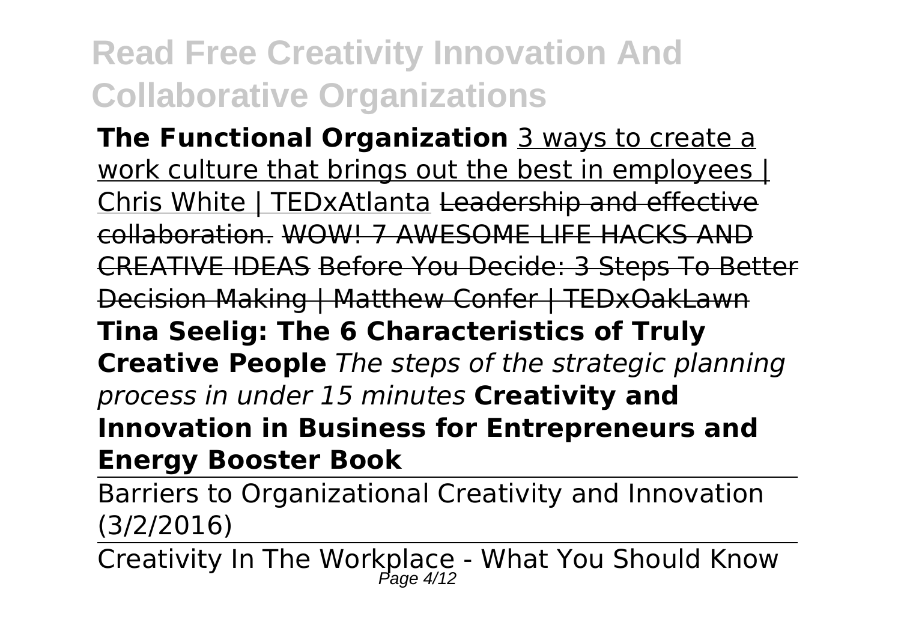**The Functional Organization** 3 ways to create a work culture that brings out the best in employees | Chris White | TEDxAtlanta ~~Leadership and effective collaboration.~~ ~~WOW! 7 AWESOME LIFE HACKS AND CREATIVE IDEAS~~ ~~Before You Decide: 3 Steps To Better Decision Making | Matthew Confer | TEDxOakLawn~~ **Tina Seelig: The 6 Characteristics of Truly Creative People** *The steps of the strategic planning process in under 15 minutes* **Creativity and Innovation in Business for Entrepreneurs and Energy Booster Book**

Barriers to Organizational Creativity and Innovation (3/2/2016)

Creativity In The Workplace - What You Should Know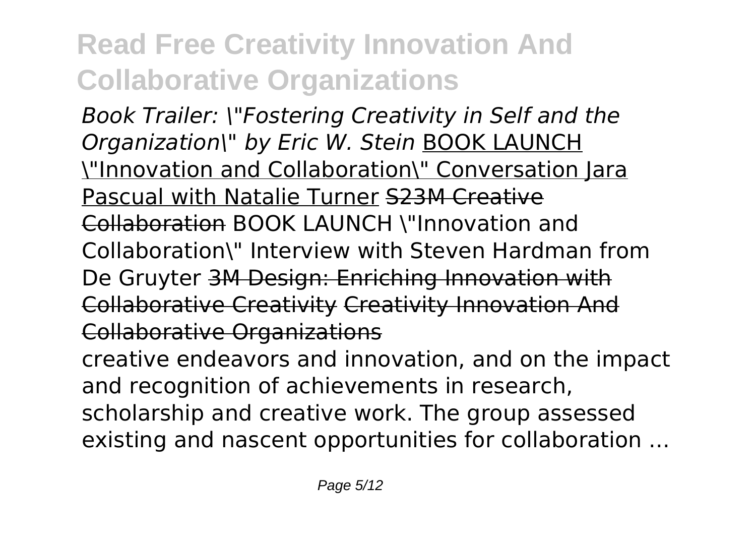*Book Trailer: \"Fostering Creativity in Self and the Organization\" by Eric W. Stein* BOOK LAUNCH \"Innovation and Collaboration\" Conversation Jara Pascual with Natalie Turner ~~S23M Creative Collaboration~~ BOOK LAUNCH \"Innovation and Collaboration\" Interview with Steven Hardman from De Gruyter ~~3M Design: Enriching Innovation with Collaborative Creativity~~ ~~Creativity Innovation And Collaborative Organizations~~

creative endeavors and innovation, and on the impact and recognition of achievements in research, scholarship and creative work. The group assessed existing and nascent opportunities for collaboration ...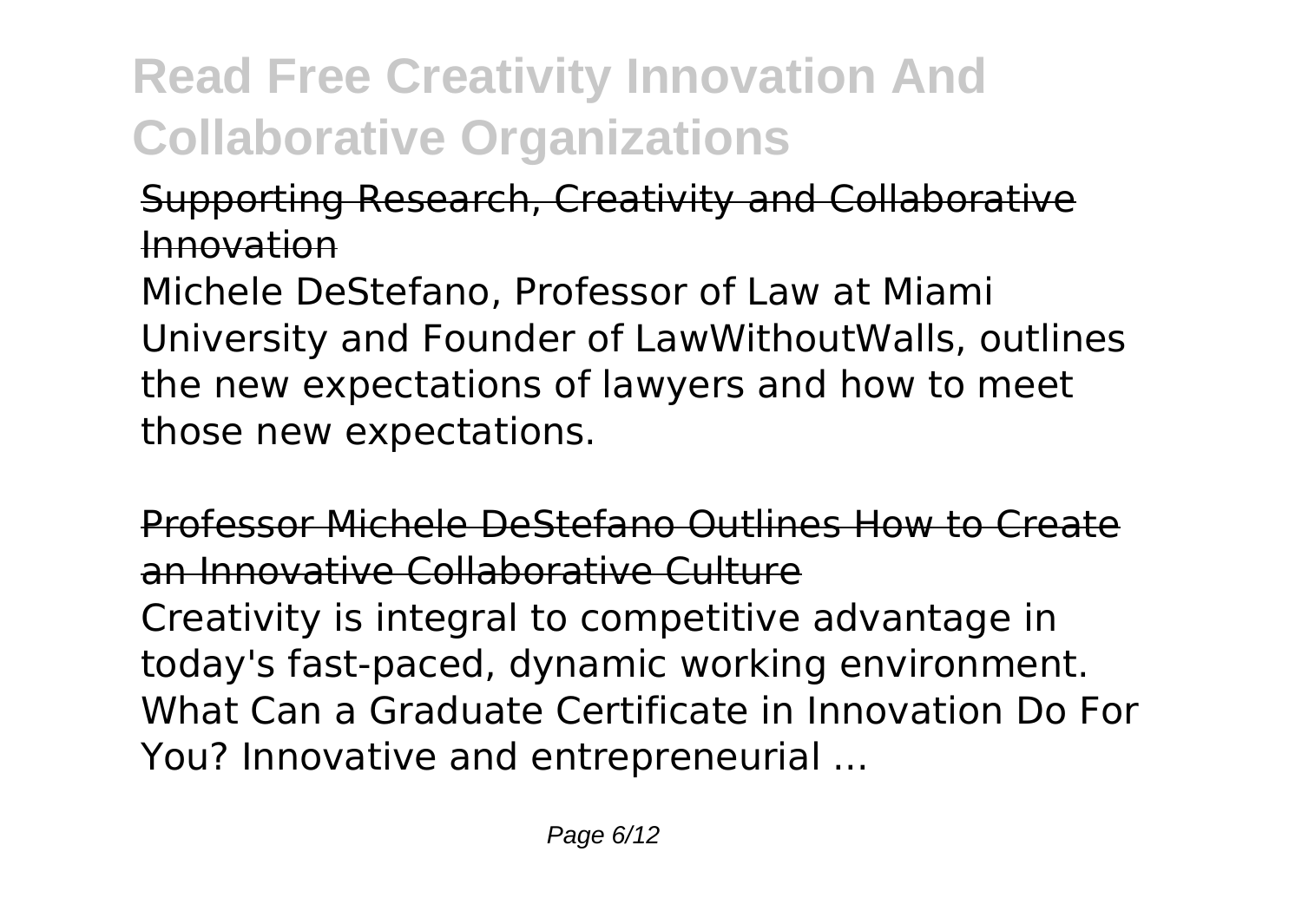Supporting Research, Creativity and Collaborative Innovation

Michele DeStefano, Professor of Law at Miami University and Founder of LawWithoutWalls, outlines the new expectations of lawyers and how to meet those new expectations.

Professor Michele DeStefano Outlines How to Create an Innovative Collaborative Culture

Creativity is integral to competitive advantage in today's fast-paced, dynamic working environment. What Can a Graduate Certificate in Innovation Do For You? Innovative and entrepreneurial ...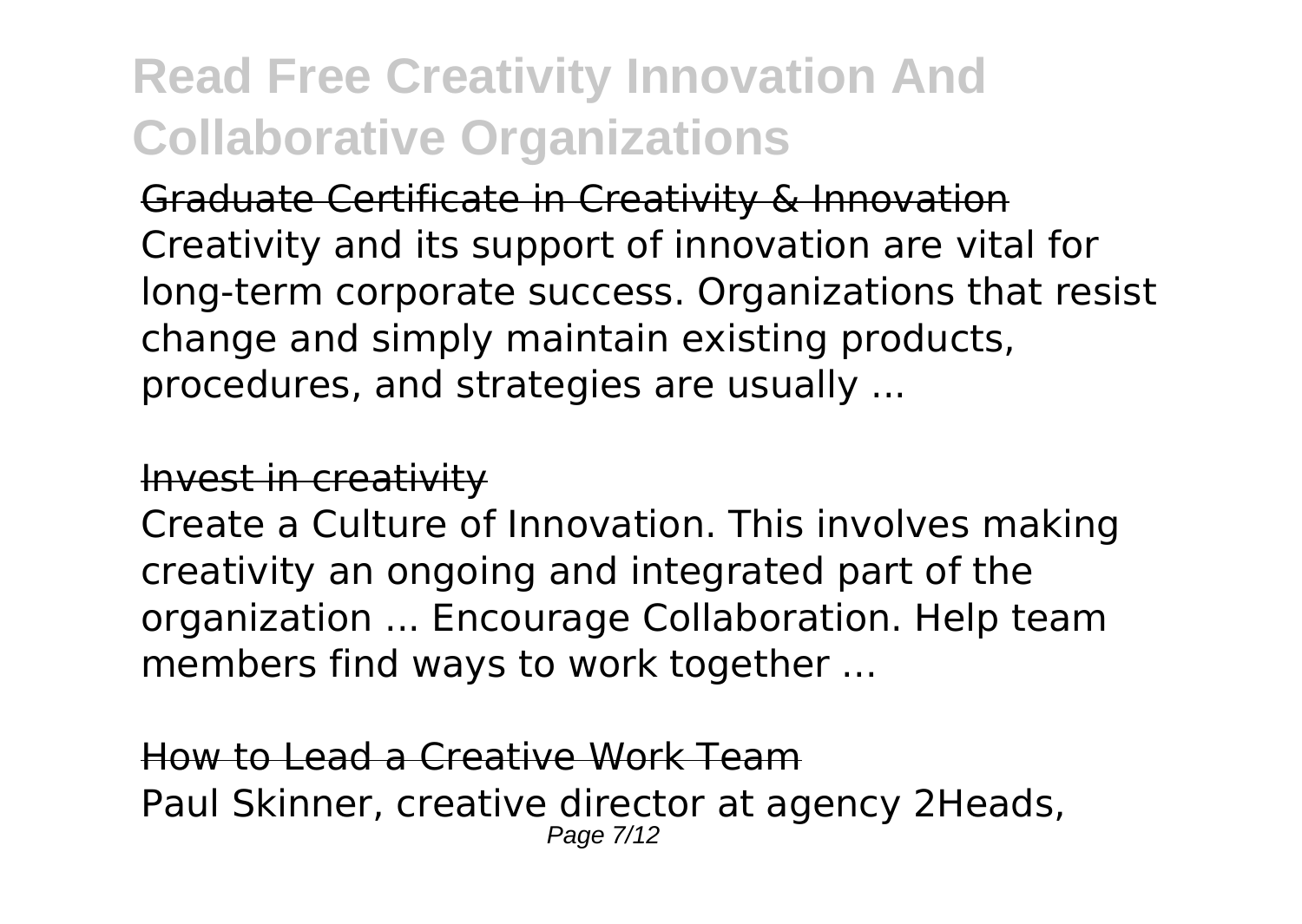Graduate Certificate in Creativity & Innovation

Creativity and its support of innovation are vital for long-term corporate success. Organizations that resist change and simply maintain existing products, procedures, and strategies are usually ...

Invest in creativity

Create a Culture of Innovation. This involves making creativity an ongoing and integrated part of the organization ... Encourage Collaboration. Help team members find ways to work together ...

How to Lead a Creative Work Team

Paul Skinner, creative director at agency 2Heads,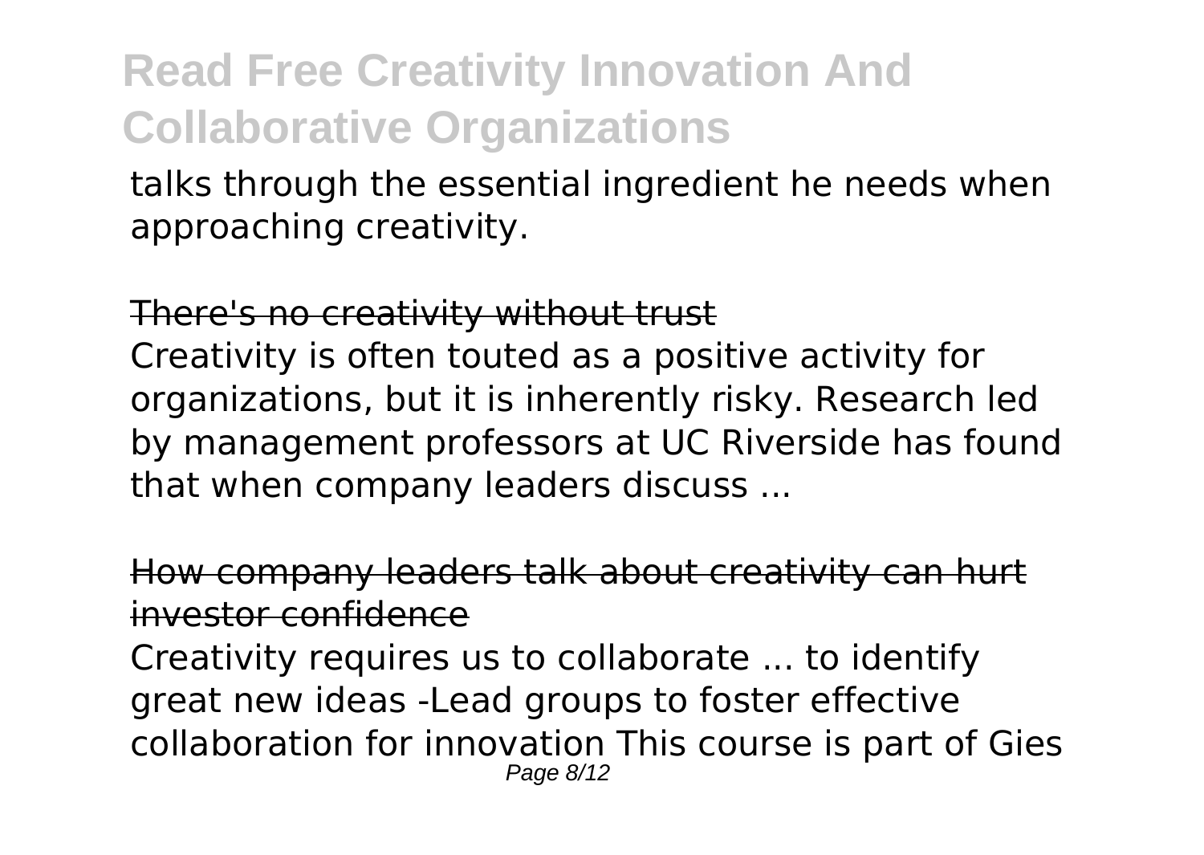talks through the essential ingredient he needs when approaching creativity.

## There's no creativity without trust

Creativity is often touted as a positive activity for organizations, but it is inherently risky. Research led by management professors at UC Riverside has found that when company leaders discuss ...

## How company leaders talk about creativity can hurt investor confidence

Creativity requires us to collaborate ... to identify great new ideas -Lead groups to foster effective collaboration for innovation This course is part of Gies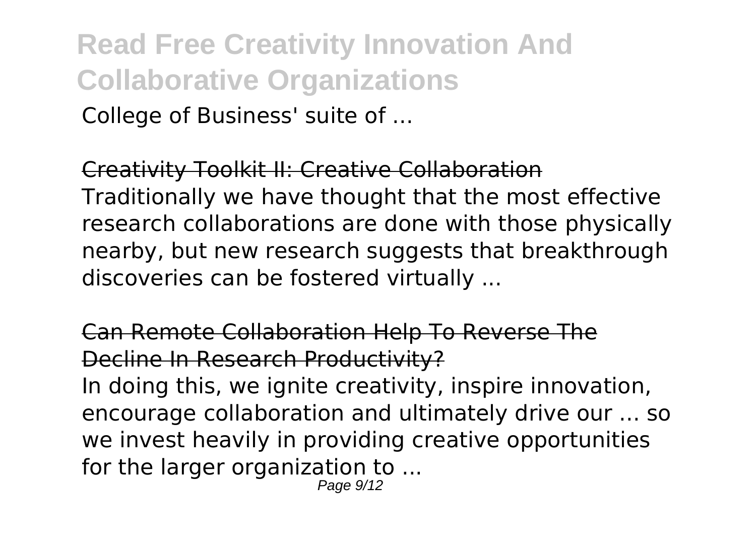College of Business' suite of ...

Creativity Toolkit II: Creative Collaboration

Traditionally we have thought that the most effective research collaborations are done with those physically nearby, but new research suggests that breakthrough discoveries can be fostered virtually ...

Can Remote Collaboration Help To Reverse The Decline In Research Productivity?

In doing this, we ignite creativity, inspire innovation, encourage collaboration and ultimately drive our ... so we invest heavily in providing creative opportunities for the larger organization to ...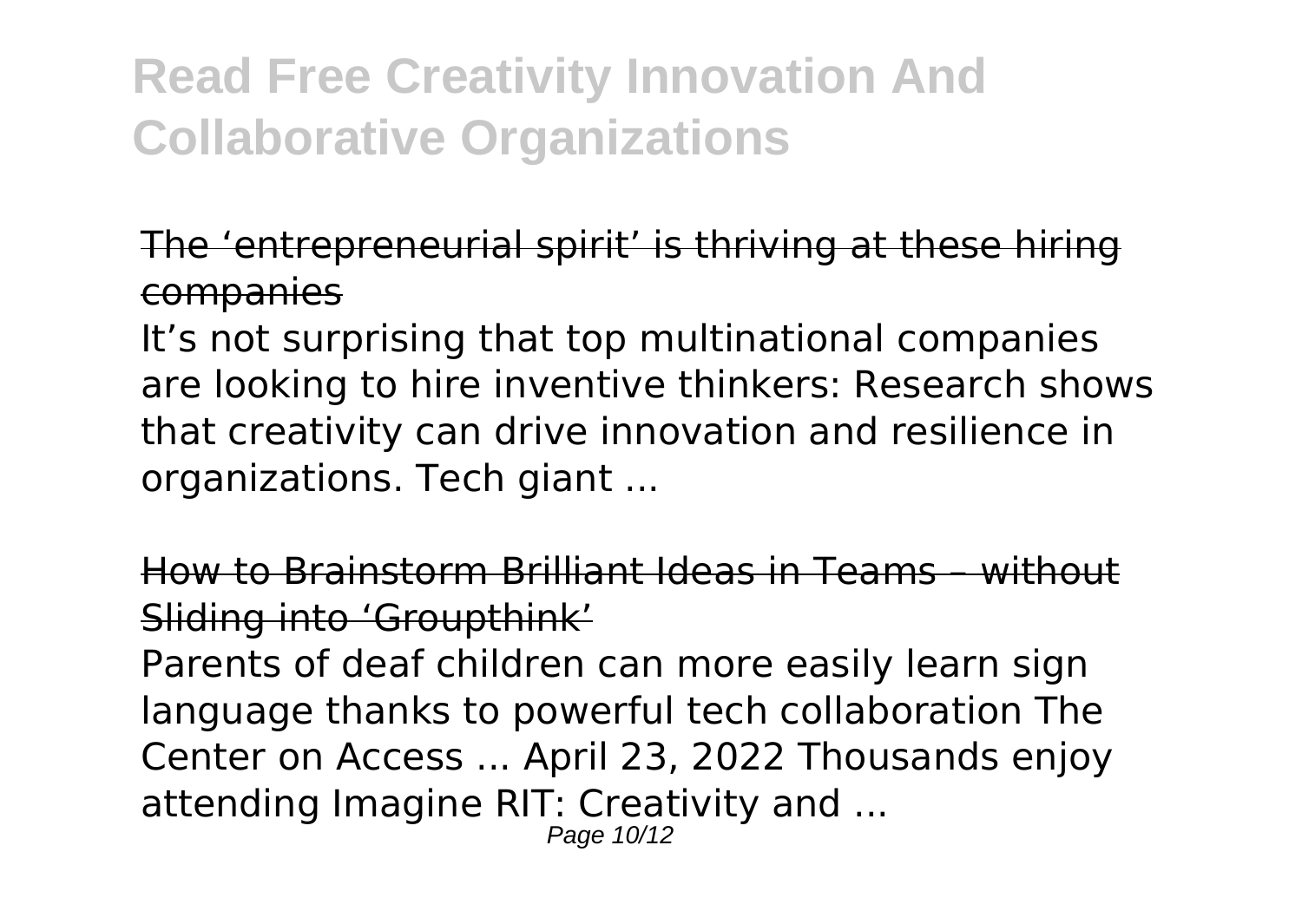The 'entrepreneurial spirit' is thriving at these hiring companies

It's not surprising that top multinational companies are looking to hire inventive thinkers: Research shows that creativity can drive innovation and resilience in organizations. Tech giant ...

How to Brainstorm Brilliant Ideas in Teams – without Sliding into 'Groupthink'

Parents of deaf children can more easily learn sign language thanks to powerful tech collaboration The Center on Access ... April 23, 2022 Thousands enjoy attending Imagine RIT: Creativity and ...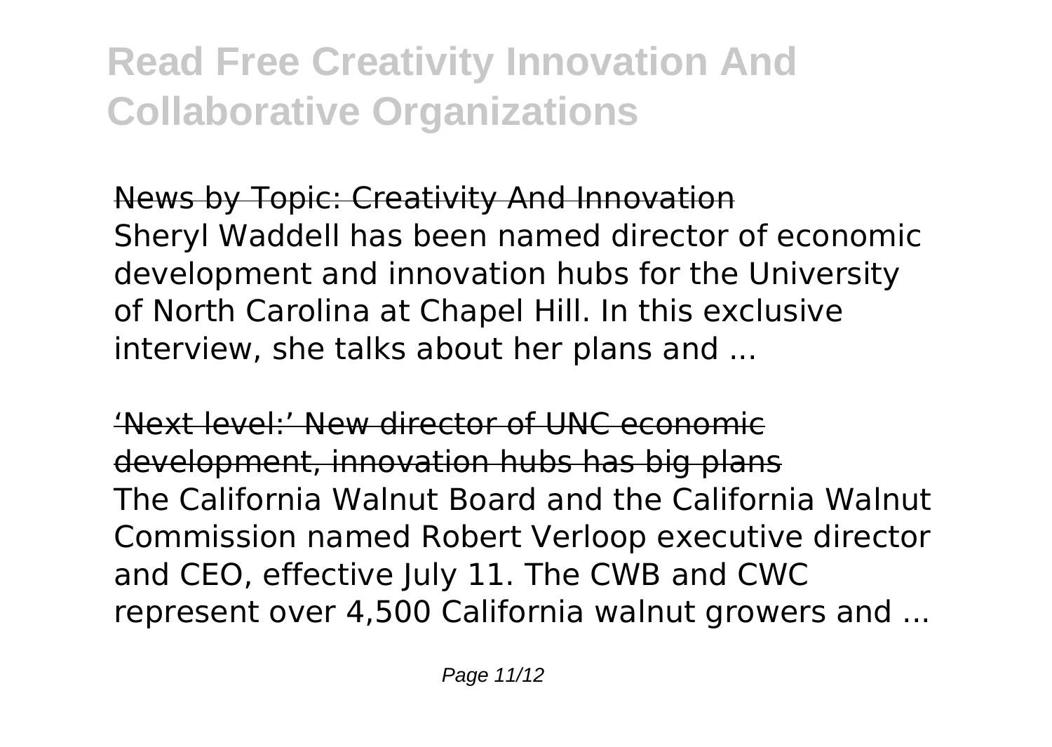News by Topic: Creativity And Innovation
Sheryl Waddell has been named director of economic development and innovation hubs for the University of North Carolina at Chapel Hill. In this exclusive interview, she talks about her plans and ...

'Next level:' New director of UNC economic development, innovation hubs has big plans
The California Walnut Board and the California Walnut Commission named Robert Verloop executive director and CEO, effective July 11. The CWB and CWC represent over 4,500 California walnut growers and ...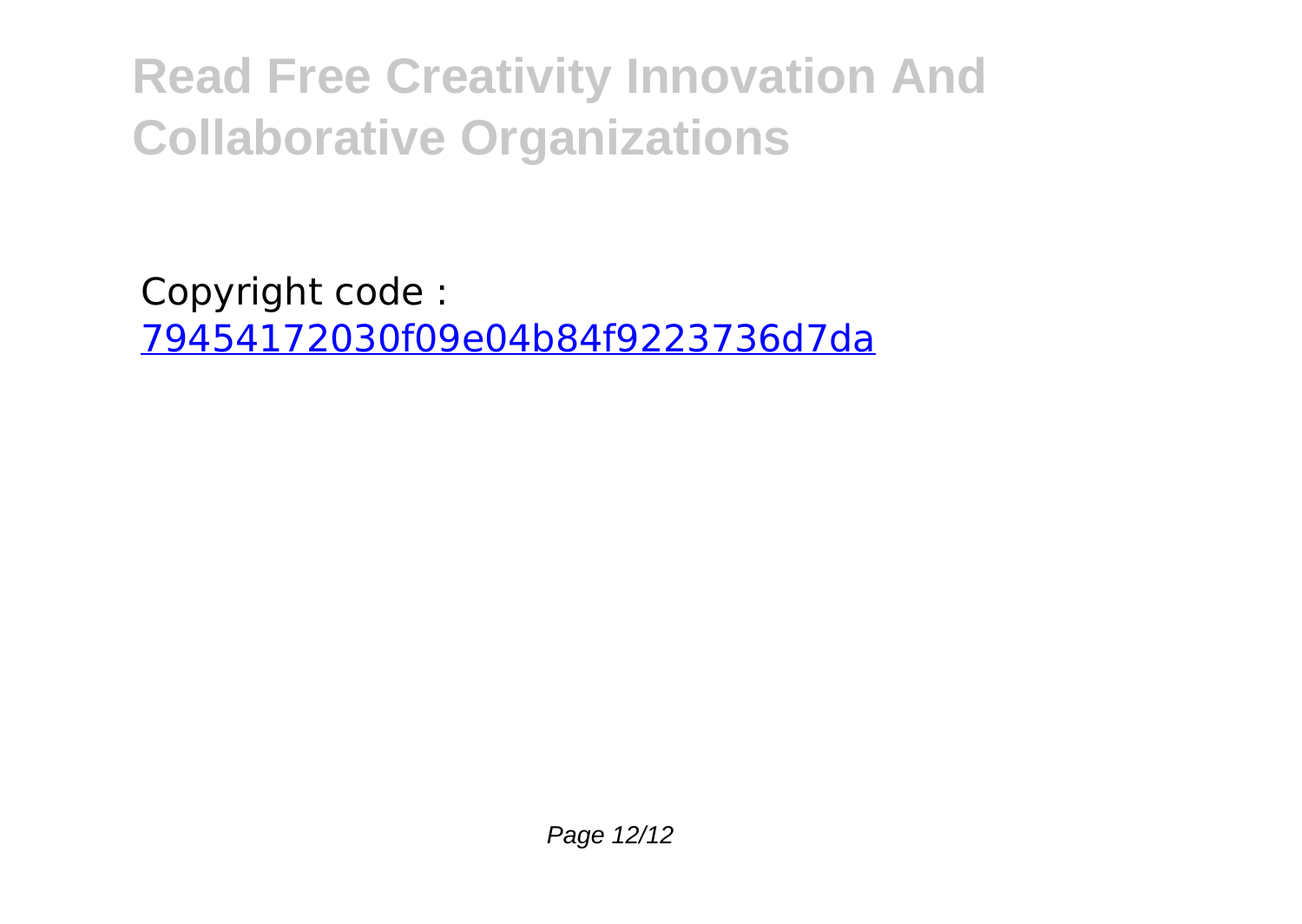Copyright code : 79454172030f09e04b84f9223736d7da